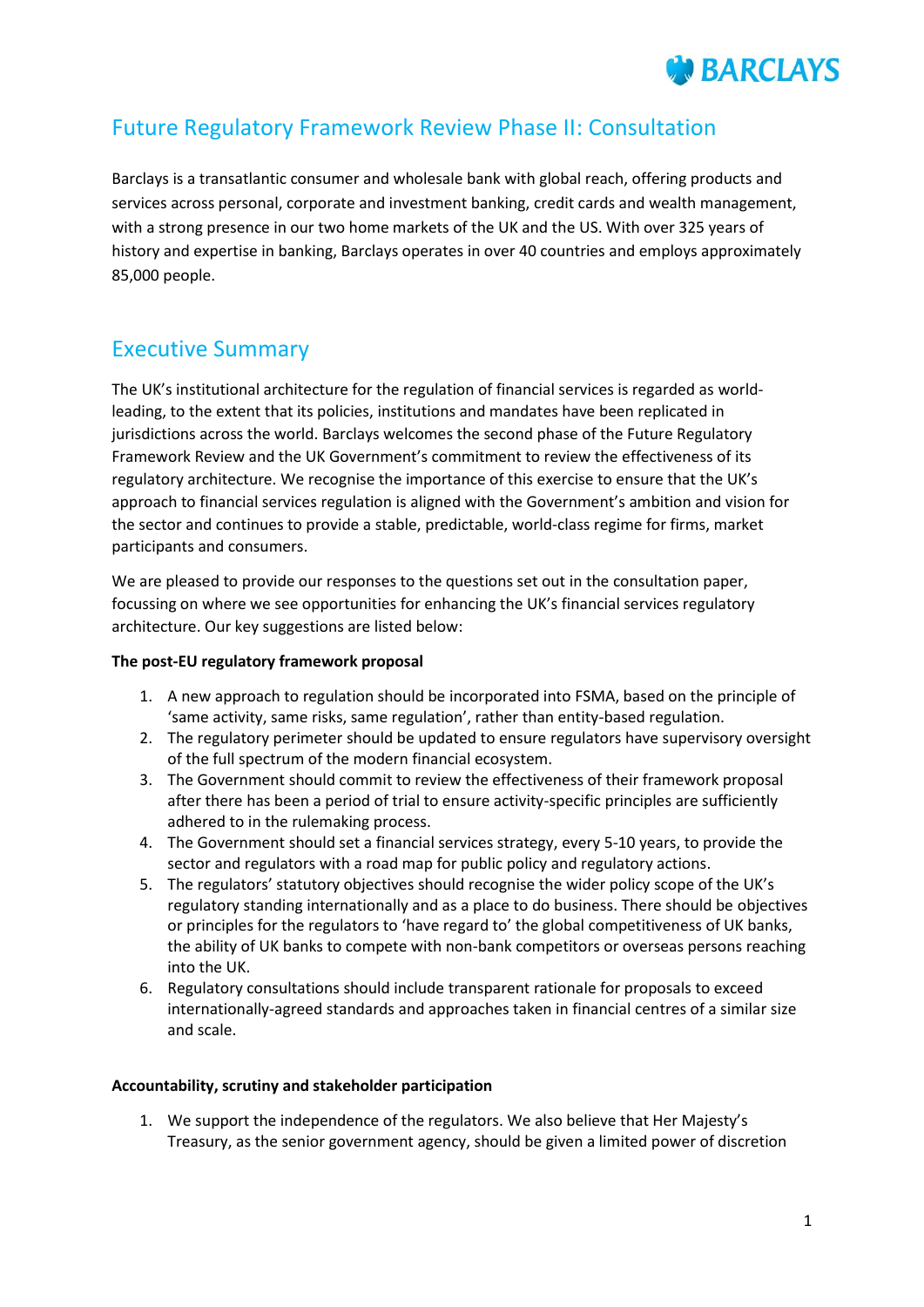# Future Regulatory Framework Review Phase II: Consultation

Barclays is a transatlantic consumer and wholesale bank with global reach, offering products and services across personal, corporate and investment banking, credit cards and wealth management, with a strong presence in our two home markets of the UK and the US. With over 325 years of history and expertise in banking, Barclays operates in over 40 countries and employs approximately 85,000 people.

## Executive Summary

The UK's institutional architecture for the regulation of financial services is regarded as world-leading, to the extent that its policies, institutions and mandates have been replicated in jurisdictions across the world. Barclays welcomes the second phase of the Future Regulatory Framework Review and the UK Government's commitment to review the effectiveness of its regulatory architecture. We recognise the importance of this exercise to ensure that the UK's approach to financial services regulation is aligned with the Government's ambition and vision for the sector and continues to provide a stable, predictable, world-class regime for firms, market participants and consumers.

We are pleased to provide our responses to the questions set out in the consultation paper, focussing on where we see opportunities for enhancing the UK's financial services regulatory architecture. Our key suggestions are listed below:

**The post-EU regulatory framework proposal**

1. A new approach to regulation should be incorporated into FSMA, based on the principle of 'same activity, same risks, same regulation', rather than entity-based regulation.
2. The regulatory perimeter should be updated to ensure regulators have supervisory oversight of the full spectrum of the modern financial ecosystem.
3. The Government should commit to review the effectiveness of their framework proposal after there has been a period of trial to ensure activity-specific principles are sufficiently adhered to in the rulemaking process.
4. The Government should set a financial services strategy, every 5-10 years, to provide the sector and regulators with a road map for public policy and regulatory actions.
5. The regulators' statutory objectives should recognise the wider policy scope of the UK's regulatory standing internationally and as a place to do business. There should be objectives or principles for the regulators to 'have regard to' the global competitiveness of UK banks, the ability of UK banks to compete with non-bank competitors or overseas persons reaching into the UK.
6. Regulatory consultations should include transparent rationale for proposals to exceed internationally-agreed standards and approaches taken in financial centres of a similar size and scale.

**Accountability, scrutiny and stakeholder participation**

1. We support the independence of the regulators. We also believe that Her Majesty's Treasury, as the senior government agency, should be given a limited power of discretion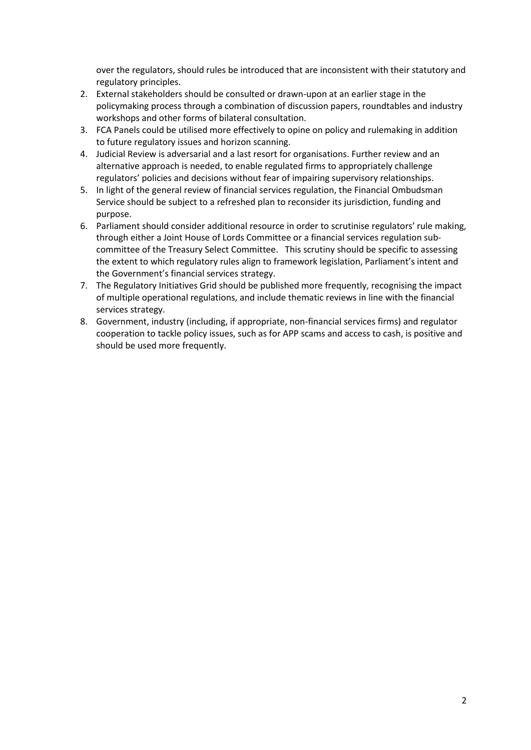over the regulators, should rules be introduced that are inconsistent with their statutory and regulatory principles.

2. External stakeholders should be consulted or drawn-upon at an earlier stage in the policymaking process through a combination of discussion papers, roundtables and industry workshops and other forms of bilateral consultation.
3. FCA Panels could be utilised more effectively to opine on policy and rulemaking in addition to future regulatory issues and horizon scanning.
4. Judicial Review is adversarial and a last resort for organisations. Further review and an alternative approach is needed, to enable regulated firms to appropriately challenge regulators' policies and decisions without fear of impairing supervisory relationships.
5. In light of the general review of financial services regulation, the Financial Ombudsman Service should be subject to a refreshed plan to reconsider its jurisdiction, funding and purpose.
6. Parliament should consider additional resource in order to scrutinise regulators' rule making, through either a Joint House of Lords Committee or a financial services regulation sub-committee of the Treasury Select Committee. This scrutiny should be specific to assessing the extent to which regulatory rules align to framework legislation, Parliament's intent and the Government's financial services strategy.
7. The Regulatory Initiatives Grid should be published more frequently, recognising the impact of multiple operational regulations, and include thematic reviews in line with the financial services strategy.
8. Government, industry (including, if appropriate, non-financial services firms) and regulator cooperation to tackle policy issues, such as for APP scams and access to cash, is positive and should be used more frequently.